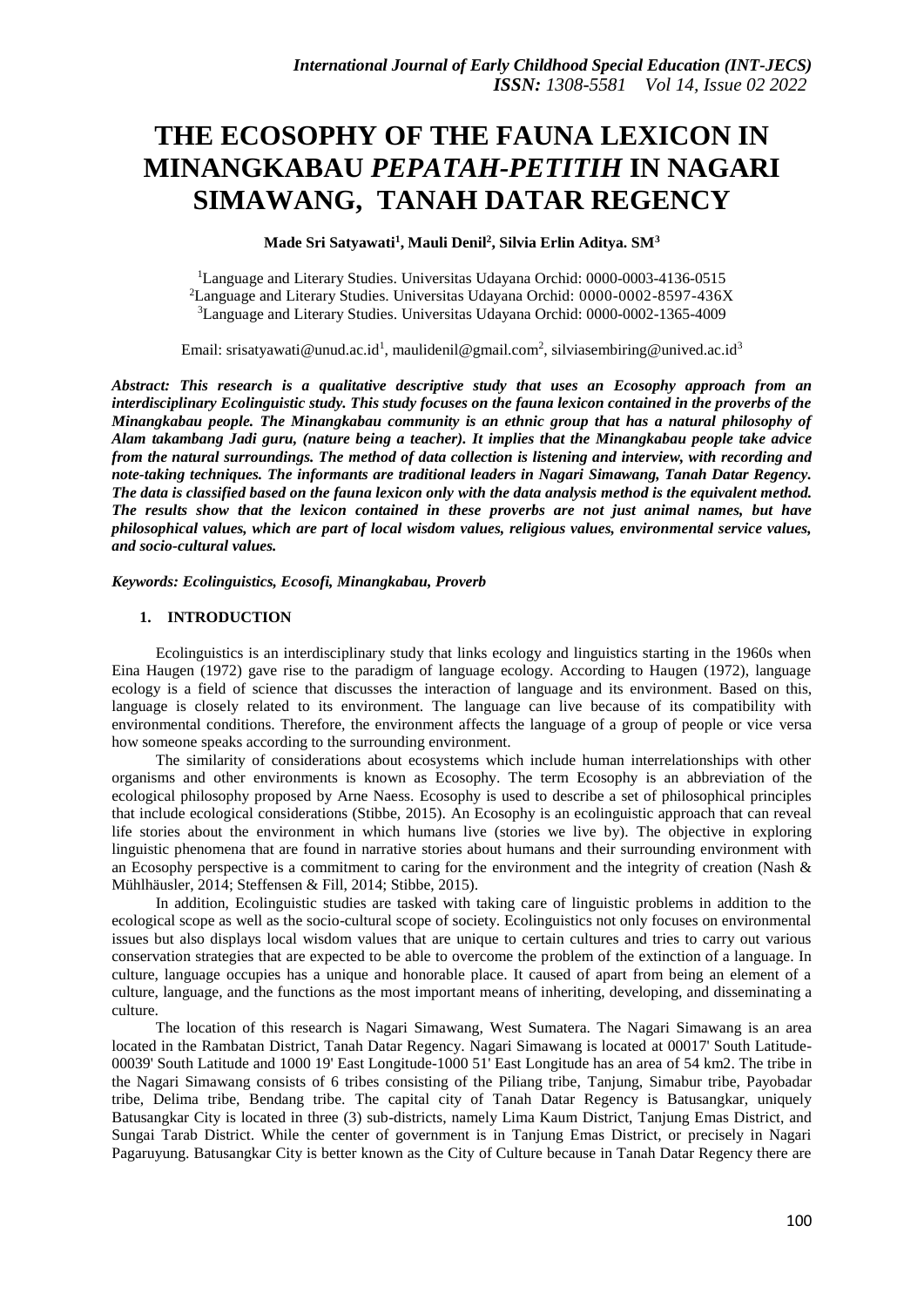# THE ECOSOPHY OF THE FAUNA LEXICON IN MINANGKABAU *PEPATAH-PETITIH* IN NAGARI SIMAWANG, TANAH DATAR REGENCY

**Made Sri Satyawati[1], Mauli Denil[2], Silvia Erlin Aditya. SM[3]**

[1]Language and Literary Studies. Universitas Udayana Orchid: 0000-0003-4136-0515
[2]Language and Literary Studies. Universitas Udayana Orchid: 0000-0002-8597-436X
[3]Language and Literary Studies. Universitas Udayana Orchid: 0000-0002-1365-4009

Email: srisatyawati@unud.ac.id[1], maulidenil@gmail.com[2], silviasembiring@unived.ac.id[3]

***Abstract:** This research is a qualitative descriptive study that uses an Ecosophy approach from an interdisciplinary Ecolinguistic study. This study focuses on the fauna lexicon contained in the proverbs of the Minangkabau people. The Minangkabau community is an ethnic group that has a natural philosophy of Alam takambang Jadi guru, (nature being a teacher). It implies that the Minangkabau people take advice from the natural surroundings. The method of data collection is listening and interview, with recording and note-taking techniques. The informants are traditional leaders in Nagari Simawang, Tanah Datar Regency. The data is classified based on the fauna lexicon only with the data analysis method is the equivalent method. The results show that the lexicon contained in these proverbs are not just animal names, but have philosophical values, which are part of local wisdom values, religious values, environmental service values, and socio-cultural values.*

***Keywords:** Ecolinguistics, Ecosofi, Minangkabau, Proverb*

## 1. INTRODUCTION

Ecolinguistics is an interdisciplinary study that links ecology and linguistics starting in the 1960s when Eina Haugen (1972) gave rise to the paradigm of language ecology. According to Haugen (1972), language ecology is a field of science that discusses the interaction of language and its environment. Based on this, language is closely related to its environment. The language can live because of its compatibility with environmental conditions. Therefore, the environment affects the language of a group of people or vice versa how someone speaks according to the surrounding environment.

The similarity of considerations about ecosystems which include human interrelationships with other organisms and other environments is known as Ecosophy. The term Ecosophy is an abbreviation of the ecological philosophy proposed by Arne Naess. Ecosophy is used to describe a set of philosophical principles that include ecological considerations (Stibbe, 2015). An Ecosophy is an ecolinguistic approach that can reveal life stories about the environment in which humans live (stories we live by). The objective in exploring linguistic phenomena that are found in narrative stories about humans and their surrounding environment with an Ecosophy perspective is a commitment to caring for the environment and the integrity of creation (Nash & Mühlhäusler, 2014; Steffensen & Fill, 2014; Stibbe, 2015).

In addition, Ecolinguistic studies are tasked with taking care of linguistic problems in addition to the ecological scope as well as the socio-cultural scope of society. Ecolinguistics not only focuses on environmental issues but also displays local wisdom values that are unique to certain cultures and tries to carry out various conservation strategies that are expected to be able to overcome the problem of the extinction of a language. In culture, language occupies has a unique and honorable place. It caused of apart from being an element of a culture, language, and the functions as the most important means of inheriting, developing, and disseminating a culture.

The location of this research is Nagari Simawang, West Sumatera. The Nagari Simawang is an area located in the Rambatan District, Tanah Datar Regency. Nagari Simawang is located at 00017' South Latitude-00039' South Latitude and 1000 19' East Longitude-1000 51' East Longitude has an area of 54 km2. The tribe in the Nagari Simawang consists of 6 tribes consisting of the Piliang tribe, Tanjung, Simabur tribe, Payobadar tribe, Delima tribe, Bendang tribe. The capital city of Tanah Datar Regency is Batusangkar, uniquely Batusangkar City is located in three (3) sub-districts, namely Lima Kaum District, Tanjung Emas District, and Sungai Tarab District. While the center of government is in Tanjung Emas District, or precisely in Nagari Pagaruyung. Batusangkar City is better known as the City of Culture because in Tanah Datar Regency there are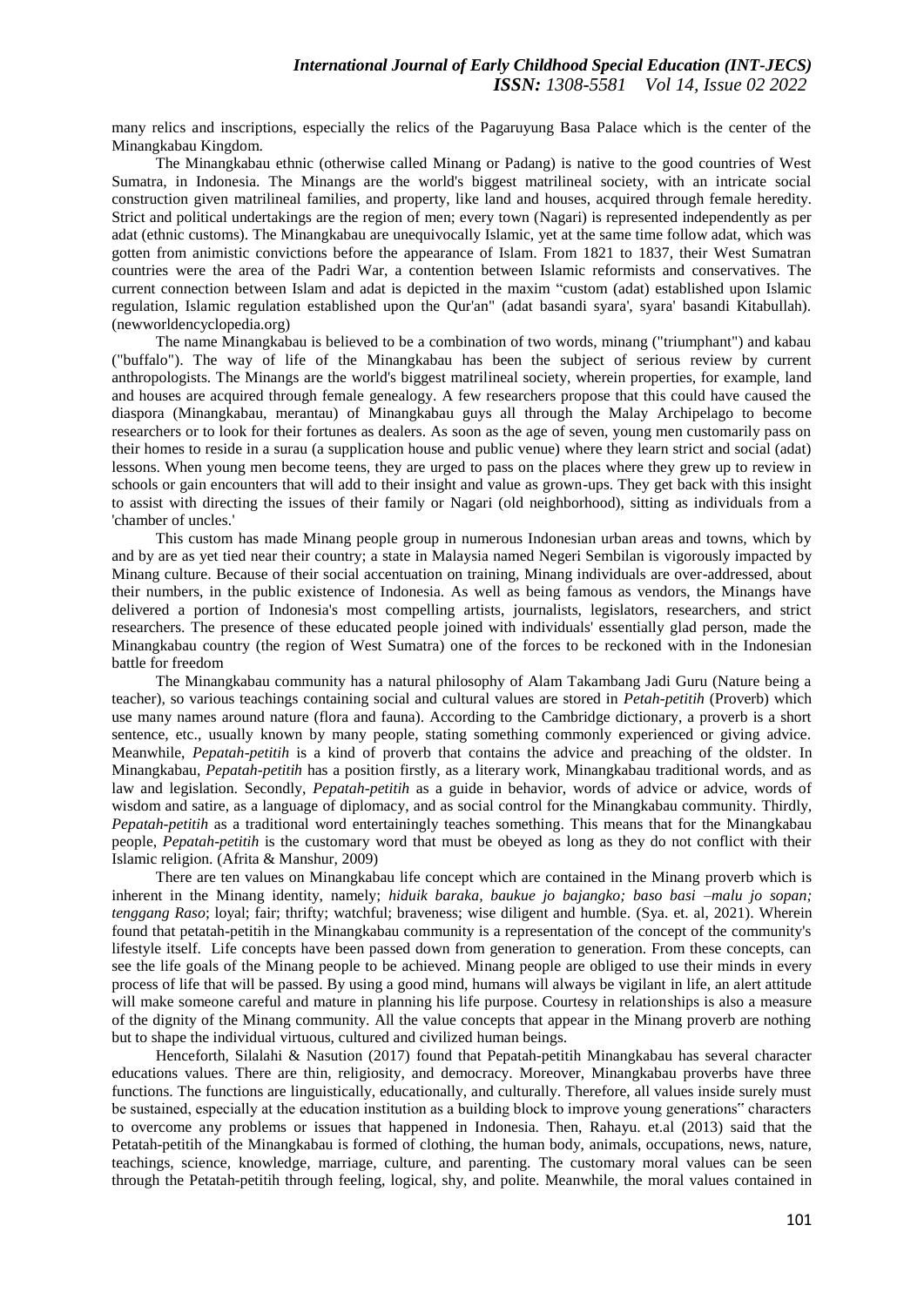many relics and inscriptions, especially the relics of the Pagaruyung Basa Palace which is the center of the Minangkabau Kingdom.

The Minangkabau ethnic (otherwise called Minang or Padang) is native to the good countries of West Sumatra, in Indonesia. The Minangs are the world's biggest matrilineal society, with an intricate social construction given matrilineal families, and property, like land and houses, acquired through female heredity. Strict and political undertakings are the region of men; every town (Nagari) is represented independently as per adat (ethnic customs). The Minangkabau are unequivocally Islamic, yet at the same time follow adat, which was gotten from animistic convictions before the appearance of Islam. From 1821 to 1837, their West Sumatran countries were the area of the Padri War, a contention between Islamic reformists and conservatives. The current connection between Islam and adat is depicted in the maxim "custom (adat) established upon Islamic regulation, Islamic regulation established upon the Qur'an" (adat basandi syara', syara' basandi Kitabullah). (newworldencyclopedia.org)

The name Minangkabau is believed to be a combination of two words, minang ("triumphant") and kabau ("buffalo"). The way of life of the Minangkabau has been the subject of serious review by current anthropologists. The Minangs are the world's biggest matrilineal society, wherein properties, for example, land and houses are acquired through female genealogy. A few researchers propose that this could have caused the diaspora (Minangkabau, merantau) of Minangkabau guys all through the Malay Archipelago to become researchers or to look for their fortunes as dealers. As soon as the age of seven, young men customarily pass on their homes to reside in a surau (a supplication house and public venue) where they learn strict and social (adat) lessons. When young men become teens, they are urged to pass on the places where they grew up to review in schools or gain encounters that will add to their insight and value as grown-ups. They get back with this insight to assist with directing the issues of their family or Nagari (old neighborhood), sitting as individuals from a 'chamber of uncles.'

This custom has made Minang people group in numerous Indonesian urban areas and towns, which by and by are as yet tied near their country; a state in Malaysia named Negeri Sembilan is vigorously impacted by Minang culture. Because of their social accentuation on training, Minang individuals are over-addressed, about their numbers, in the public existence of Indonesia. As well as being famous as vendors, the Minangs have delivered a portion of Indonesia's most compelling artists, journalists, legislators, researchers, and strict researchers. The presence of these educated people joined with individuals' essentially glad person, made the Minangkabau country (the region of West Sumatra) one of the forces to be reckoned with in the Indonesian battle for freedom

The Minangkabau community has a natural philosophy of Alam Takambang Jadi Guru (Nature being a teacher), so various teachings containing social and cultural values are stored in *Petah-petitih* (Proverb) which use many names around nature (flora and fauna). According to the Cambridge dictionary, a proverb is a short sentence, etc., usually known by many people, stating something commonly experienced or giving advice. Meanwhile, *Pepatah-petitih* is a kind of proverb that contains the advice and preaching of the oldster. In Minangkabau, *Pepatah-petitih* has a position firstly, as a literary work, Minangkabau traditional words, and as law and legislation. Secondly, *Pepatah-petitih* as a guide in behavior, words of advice or advice, words of wisdom and satire, as a language of diplomacy, and as social control for the Minangkabau community. Thirdly, *Pepatah-petitih* as a traditional word entertainingly teaches something. This means that for the Minangkabau people, *Pepatah-petitih* is the customary word that must be obeyed as long as they do not conflict with their Islamic religion. (Afrita & Manshur, 2009)

There are ten values on Minangkabau life concept which are contained in the Minang proverb which is inherent in the Minang identity, namely; *hiduik baraka, baukue jo bajangko; baso basi –malu jo sopan; tenggang Raso*; loyal; fair; thrifty; watchful; braveness; wise diligent and humble. (Sya. et. al, 2021). Wherein found that petatah-petitih in the Minangkabau community is a representation of the concept of the community's lifestyle itself. Life concepts have been passed down from generation to generation. From these concepts, can see the life goals of the Minang people to be achieved. Minang people are obliged to use their minds in every process of life that will be passed. By using a good mind, humans will always be vigilant in life, an alert attitude will make someone careful and mature in planning his life purpose. Courtesy in relationships is also a measure of the dignity of the Minang community. All the value concepts that appear in the Minang proverb are nothing but to shape the individual virtuous, cultured and civilized human beings.

Henceforth, Silalahi & Nasution (2017) found that Pepatah-petitih Minangkabau has several character educations values. There are thin, religiosity, and democracy. Moreover, Minangkabau proverbs have three functions. The functions are linguistically, educationally, and culturally. Therefore, all values inside surely must be sustained, especially at the education institution as a building block to improve young generations" characters to overcome any problems or issues that happened in Indonesia. Then, Rahayu. et.al (2013) said that the Petatah-petitih of the Minangkabau is formed of clothing, the human body, animals, occupations, news, nature, teachings, science, knowledge, marriage, culture, and parenting. The customary moral values can be seen through the Petatah-petitih through feeling, logical, shy, and polite. Meanwhile, the moral values contained in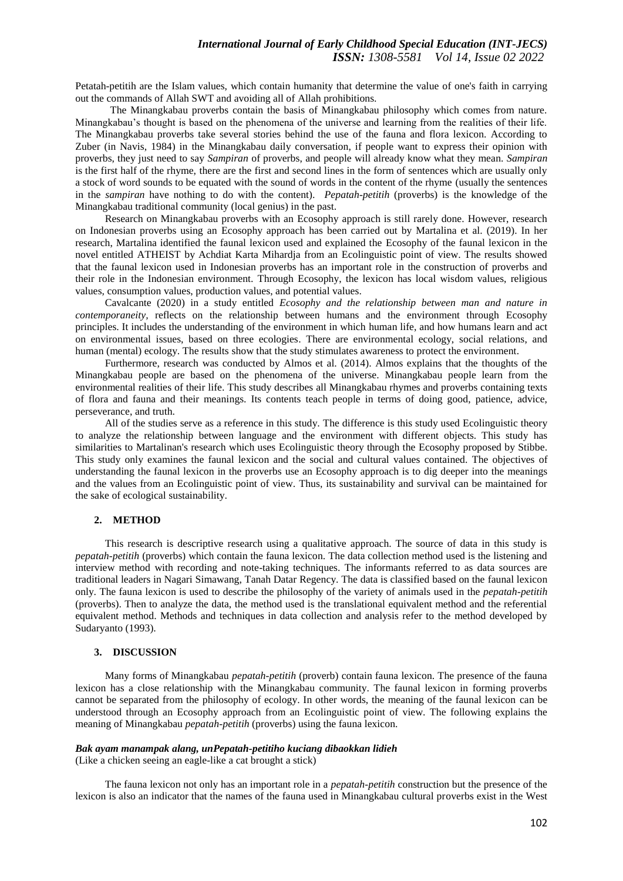Petatah-petitih are the Islam values, which contain humanity that determine the value of one's faith in carrying out the commands of Allah SWT and avoiding all of Allah prohibitions.

The Minangkabau proverbs contain the basis of Minangkabau philosophy which comes from nature. Minangkabau's thought is based on the phenomena of the universe and learning from the realities of their life. The Minangkabau proverbs take several stories behind the use of the fauna and flora lexicon. According to Zuber (in Navis, 1984) in the Minangkabau daily conversation, if people want to express their opinion with proverbs, they just need to say *Sampiran* of proverbs, and people will already know what they mean. *Sampiran* is the first half of the rhyme, there are the first and second lines in the form of sentences which are usually only a stock of word sounds to be equated with the sound of words in the content of the rhyme (usually the sentences in the *sampiran* have nothing to do with the content). *Pepatah-petitih* (proverbs) is the knowledge of the Minangkabau traditional community (local genius) in the past.

Research on Minangkabau proverbs with an Ecosophy approach is still rarely done. However, research on Indonesian proverbs using an Ecosophy approach has been carried out by Martalina et al. (2019). In her research, Martalina identified the faunal lexicon used and explained the Ecosophy of the faunal lexicon in the novel entitled ATHEIST by Achdiat Karta Mihardja from an Ecolinguistic point of view. The results showed that the faunal lexicon used in Indonesian proverbs has an important role in the construction of proverbs and their role in the Indonesian environment. Through Ecosophy, the lexicon has local wisdom values, religious values, consumption values, production values, and potential values.

Cavalcante (2020) in a study entitled *Ecosophy and the relationship between man and nature in contemporaneity*, reflects on the relationship between humans and the environment through Ecosophy principles. It includes the understanding of the environment in which human life, and how humans learn and act on environmental issues, based on three ecologies. There are environmental ecology, social relations, and human (mental) ecology. The results show that the study stimulates awareness to protect the environment.

Furthermore, research was conducted by Almos et al. (2014). Almos explains that the thoughts of the Minangkabau people are based on the phenomena of the universe. Minangkabau people learn from the environmental realities of their life. This study describes all Minangkabau rhymes and proverbs containing texts of flora and fauna and their meanings. Its contents teach people in terms of doing good, patience, advice, perseverance, and truth.

All of the studies serve as a reference in this study. The difference is this study used Ecolinguistic theory to analyze the relationship between language and the environment with different objects. This study has similarities to Martalinan's research which uses Ecolinguistic theory through the Ecosophy proposed by Stibbe. This study only examines the faunal lexicon and the social and cultural values contained. The objectives of understanding the faunal lexicon in the proverbs use an Ecosophy approach is to dig deeper into the meanings and the values from an Ecolinguistic point of view. Thus, its sustainability and survival can be maintained for the sake of ecological sustainability.

## 2. METHOD

This research is descriptive research using a qualitative approach. The source of data in this study is *pepatah-petitih* (proverbs) which contain the fauna lexicon. The data collection method used is the listening and interview method with recording and note-taking techniques. The informants referred to as data sources are traditional leaders in Nagari Simawang, Tanah Datar Regency. The data is classified based on the faunal lexicon only. The fauna lexicon is used to describe the philosophy of the variety of animals used in the *pepatah-petitih* (proverbs). Then to analyze the data, the method used is the translational equivalent method and the referential equivalent method. Methods and techniques in data collection and analysis refer to the method developed by Sudaryanto (1993).

## 3. DISCUSSION

Many forms of Minangkabau *pepatah-petitih* (proverb) contain fauna lexicon. The presence of the fauna lexicon has a close relationship with the Minangkabau community. The faunal lexicon in forming proverbs cannot be separated from the philosophy of ecology. In other words, the meaning of the faunal lexicon can be understood through an Ecosophy approach from an Ecolinguistic point of view. The following explains the meaning of Minangkabau *pepatah-petitih* (proverbs) using the fauna lexicon.

***Bak ayam manampak alang, unPepatah-petitiho kuciang dibaokkan lidieh***

(Like a chicken seeing an eagle-like a cat brought a stick)

The fauna lexicon not only has an important role in a *pepatah-petitih* construction but the presence of the lexicon is also an indicator that the names of the fauna used in Minangkabau cultural proverbs exist in the West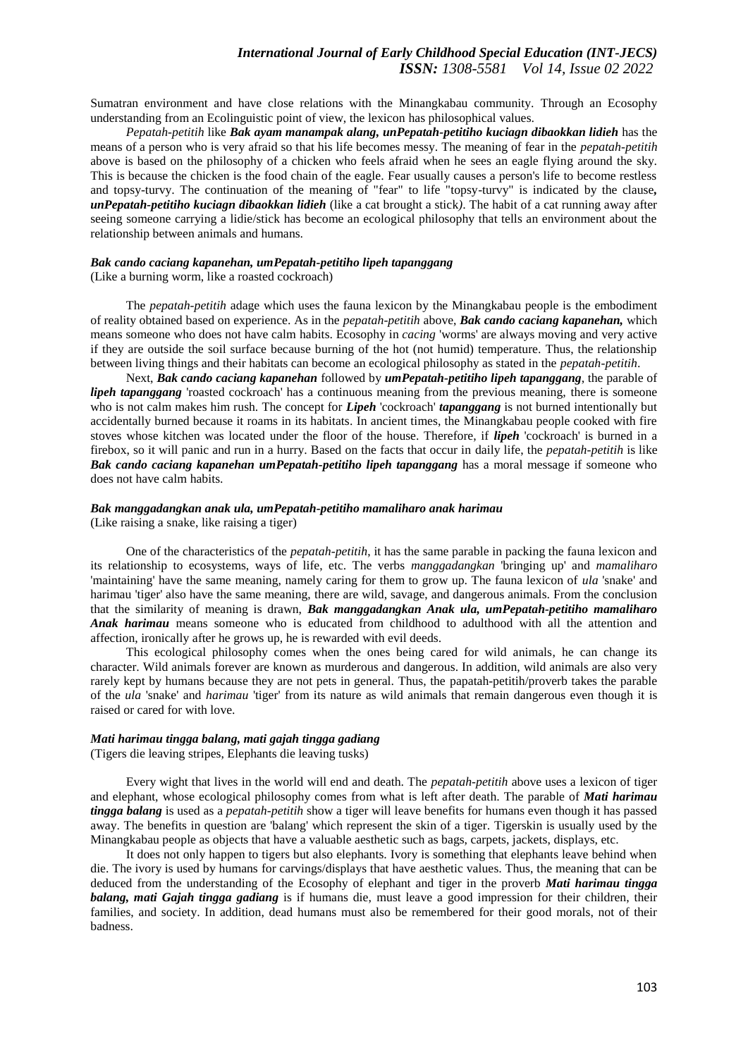Sumatran environment and have close relations with the Minangkabau community. Through an Ecosophy understanding from an Ecolinguistic point of view, the lexicon has philosophical values.

*Pepatah-petitih* like ***Bak ayam manampak alang, unPepatah-petitiho kuciagn dibaokkan lidieh*** has the means of a person who is very afraid so that his life becomes messy. The meaning of fear in the *pepatah-petitih* above is based on the philosophy of a chicken who feels afraid when he sees an eagle flying around the sky. This is because the chicken is the food chain of the eagle. Fear usually causes a person's life to become restless and topsy-turvy. The continuation of the meaning of "fear" to life "topsy-turvy" is indicated by the clause***, unPepatah-petitiho kuciagn dibaokkan lidieh*** (like a cat brought a stick*)*. The habit of a cat running away after seeing someone carrying a lidie/stick has become an ecological philosophy that tells an environment about the relationship between animals and humans.

***Bak cando caciang kapanehan, umPepatah-petitiho lipeh tapanggang***
(Like a burning worm, like a roasted cockroach)

The *pepatah-petitih* adage which uses the fauna lexicon by the Minangkabau people is the embodiment of reality obtained based on experience. As in the *pepatah-petitih* above, ***Bak cando caciang kapanehan,*** which means someone who does not have calm habits. Ecosophy in *cacing* 'worms' are always moving and very active if they are outside the soil surface because burning of the hot (not humid) temperature. Thus, the relationship between living things and their habitats can become an ecological philosophy as stated in the *pepatah-petitih*.

Next, ***Bak cando caciang kapanehan*** followed by ***umPepatah-petitiho lipeh tapanggang***, the parable of ***lipeh tapanggang*** 'roasted cockroach' has a continuous meaning from the previous meaning, there is someone who is not calm makes him rush. The concept for ***Lipeh*** 'cockroach' ***tapanggang*** is not burned intentionally but accidentally burned because it roams in its habitats. In ancient times, the Minangkabau people cooked with fire stoves whose kitchen was located under the floor of the house. Therefore, if ***lipeh*** 'cockroach' is burned in a firebox, so it will panic and run in a hurry. Based on the facts that occur in daily life, the *pepatah-petitih* is like ***Bak cando caciang kapanehan umPepatah-petitiho lipeh tapanggang*** has a moral message if someone who does not have calm habits.

***Bak manggadangkan anak ula, umPepatah-petitiho mamaliharo anak harimau***
(Like raising a snake, like raising a tiger)

One of the characteristics of the *pepatah-petitih*, it has the same parable in packing the fauna lexicon and its relationship to ecosystems, ways of life, etc. The verbs *manggadangkan* 'bringing up' and *mamaliharo* 'maintaining' have the same meaning, namely caring for them to grow up. The fauna lexicon of *ula* 'snake' and harimau 'tiger' also have the same meaning, there are wild, savage, and dangerous animals. From the conclusion that the similarity of meaning is drawn, ***Bak manggadangkan Anak ula, umPepatah-petitiho mamaliharo Anak harimau*** means someone who is educated from childhood to adulthood with all the attention and affection, ironically after he grows up, he is rewarded with evil deeds.

This ecological philosophy comes when the ones being cared for wild animals, he can change its character. Wild animals forever are known as murderous and dangerous. In addition, wild animals are also very rarely kept by humans because they are not pets in general. Thus, the papatah-petitih/proverb takes the parable of the *ula* 'snake' and *harimau* 'tiger' from its nature as wild animals that remain dangerous even though it is raised or cared for with love.

***Mati harimau tingga balang, mati gajah tingga gadiang***
(Tigers die leaving stripes, Elephants die leaving tusks)

Every wight that lives in the world will end and death. The *pepatah-petitih* above uses a lexicon of tiger and elephant, whose ecological philosophy comes from what is left after death. The parable of ***Mati harimau tingga balang*** is used as a *pepatah-petitih* show a tiger will leave benefits for humans even though it has passed away. The benefits in question are 'balang' which represent the skin of a tiger. Tigerskin is usually used by the Minangkabau people as objects that have a valuable aesthetic such as bags, carpets, jackets, displays, etc.

It does not only happen to tigers but also elephants. Ivory is something that elephants leave behind when die. The ivory is used by humans for carvings/displays that have aesthetic values. Thus, the meaning that can be deduced from the understanding of the Ecosophy of elephant and tiger in the proverb ***Mati harimau tingga balang, mati Gajah tingga gadiang*** is if humans die, must leave a good impression for their children, their families, and society. In addition, dead humans must also be remembered for their good morals, not of their badness.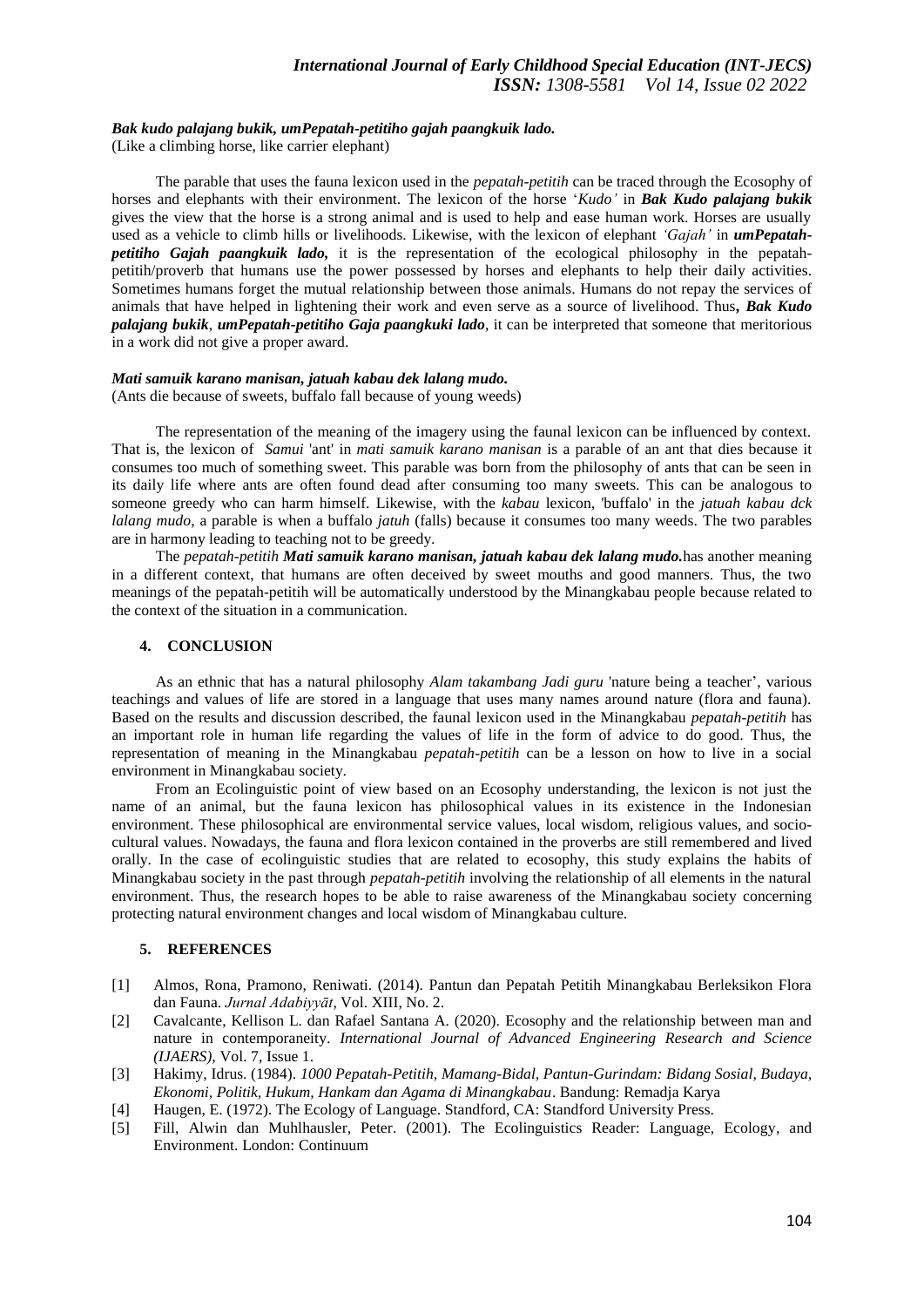***Bak kudo palajang bukik, umPepatah-petitiho gajah paangkuik lado.***
(Like a climbing horse, like carrier elephant)

The parable that uses the fauna lexicon used in the *pepatah-petitih* can be traced through the Ecosophy of horses and elephants with their environment. The lexicon of the horse '*Kudo'* in ***Bak Kudo palajang bukik*** gives the view that the horse is a strong animal and is used to help and ease human work. Horses are usually used as a vehicle to climb hills or livelihoods. Likewise, with the lexicon of elephant *'Gajah'* in ***umPepatah-petitiho Gajah paangkuik lado***, it is the representation of the ecological philosophy in the pepatah-petitih/proverb that humans use the power possessed by horses and elephants to help their daily activities. Sometimes humans forget the mutual relationship between those animals. Humans do not repay the services of animals that have helped in lightening their work and even serve as a source of livelihood. Thus**,** ***Bak Kudo palajang bukik***, ***umPepatah-petitiho Gaja paangkuki lado***, it can be interpreted that someone that meritorious in a work did not give a proper award.

***Mati samuik karano manisan, jatuah kabau dek lalang mudo.***
(Ants die because of sweets, buffalo fall because of young weeds)

The representation of the meaning of the imagery using the faunal lexicon can be influenced by context. That is, the lexicon of *Samui* 'ant' in *mati samuik karano manisan* is a parable of an ant that dies because it consumes too much of something sweet. This parable was born from the philosophy of ants that can be seen in its daily life where ants are often found dead after consuming too many sweets. This can be analogous to someone greedy who can harm himself. Likewise, with the *kabau* lexicon, 'buffalo' in the *jatuah kabau dck lalang mudo*, a parable is when a buffalo *jatuh* (falls) because it consumes too many weeds. The two parables are in harmony leading to teaching not to be greedy.

The *pepatah-petitih* ***Mati samuik karano manisan, jatuah kabau dek lalang mudo.***has another meaning in a different context, that humans are often deceived by sweet mouths and good manners. Thus, the two meanings of the pepatah-petitih will be automatically understood by the Minangkabau people because related to the context of the situation in a communication.

## 4. CONCLUSION

As an ethnic that has a natural philosophy *Alam takambang Jadi guru* 'nature being a teacher', various teachings and values of life are stored in a language that uses many names around nature (flora and fauna). Based on the results and discussion described, the faunal lexicon used in the Minangkabau *pepatah-petitih* has an important role in human life regarding the values of life in the form of advice to do good. Thus, the representation of meaning in the Minangkabau *pepatah-petitih* can be a lesson on how to live in a social environment in Minangkabau society.

From an Ecolinguistic point of view based on an Ecosophy understanding, the lexicon is not just the name of an animal, but the fauna lexicon has philosophical values in its existence in the Indonesian environment. These philosophical are environmental service values, local wisdom, religious values, and socio-cultural values. Nowadays, the fauna and flora lexicon contained in the proverbs are still remembered and lived orally. In the case of ecolinguistic studies that are related to ecosophy, this study explains the habits of Minangkabau society in the past through *pepatah-petitih* involving the relationship of all elements in the natural environment. Thus, the research hopes to be able to raise awareness of the Minangkabau society concerning protecting natural environment changes and local wisdom of Minangkabau culture.

## 5. REFERENCES

[1] Almos, Rona, Pramono, Reniwati. (2014). Pantun dan Pepatah Petitih Minangkabau Berleksikon Flora dan Fauna. *Jurnal Adabiyyāt*, Vol. XIII, No. 2.

[2] Cavalcante, Kellison L. dan Rafael Santana A. (2020). Ecosophy and the relationship between man and nature in contemporaneity. *International Journal of Advanced Engineering Research and Science (IJAERS)*, Vol. 7, Issue 1.

[3] Hakimy, Idrus. (1984). *1000 Pepatah-Petitih, Mamang-Bidal, Pantun-Gurindam: Bidang Sosial, Budaya, Ekonomi, Politik, Hukum, Hankam dan Agama di Minangkabau*. Bandung: Remadja Karya

[4] Haugen, E. (1972). The Ecology of Language. Standford, CA: Standford University Press.

[5] Fill, Alwin dan Muhlhausler, Peter. (2001). The Ecolinguistics Reader: Language, Ecology, and Environment. London: Continuum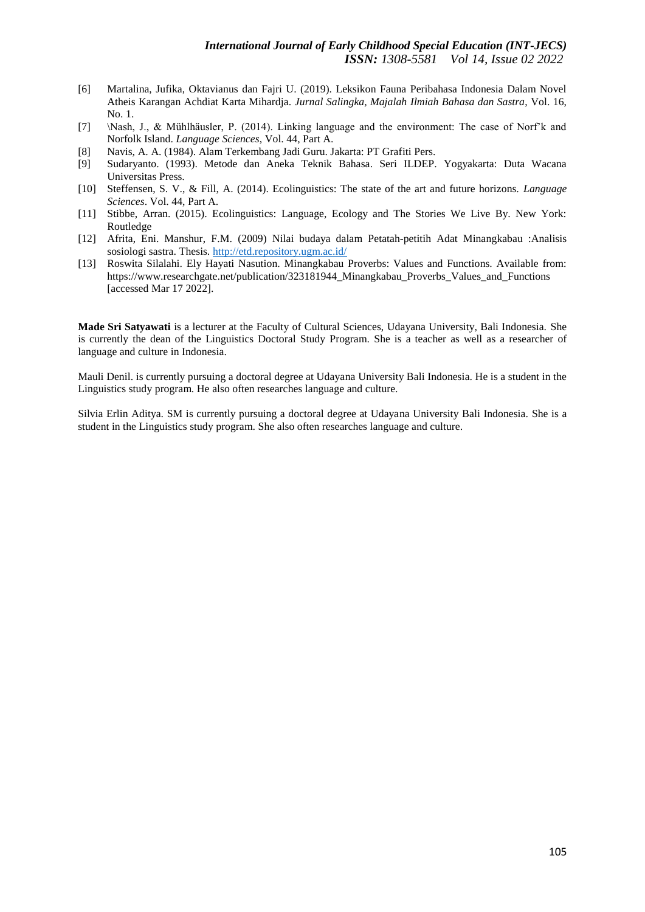[6] Martalina, Jufika, Oktavianus dan Fajri U. (2019). Leksikon Fauna Peribahasa Indonesia Dalam Novel Atheis Karangan Achdiat Karta Mihardja. *Jurnal Salingka, Majalah Ilmiah Bahasa dan Sastra*, Vol. 16, No. 1.

[7] \Nash, J., & Mühlhäusler, P. (2014). Linking language and the environment: The case of Norf'k and Norfolk Island. *Language Sciences*, Vol. 44, Part A.

[8] Navis, A. A. (1984). Alam Terkembang Jadi Guru. Jakarta: PT Grafiti Pers.

[9] Sudaryanto. (1993). Metode dan Aneka Teknik Bahasa. Seri ILDEP. Yogyakarta: Duta Wacana Universitas Press.

[10] Steffensen, S. V., & Fill, A. (2014). Ecolinguistics: The state of the art and future horizons. *Language Sciences*. Vol. 44, Part A.

[11] Stibbe, Arran. (2015). Ecolinguistics: Language, Ecology and The Stories We Live By. New York: Routledge

[12] Afrita, Eni. Manshur, F.M. (2009) Nilai budaya dalam Petatah-petitih Adat Minangkabau :Analisis sosiologi sastra. Thesis. http://etd.repository.ugm.ac.id/

[13] Roswita Silalahi. Ely Hayati Nasution. Minangkabau Proverbs: Values and Functions. Available from: https://www.researchgate.net/publication/323181944_Minangkabau_Proverbs_Values_and_Functions [accessed Mar 17 2022].

**Made Sri Satyawati** is a lecturer at the Faculty of Cultural Sciences, Udayana University, Bali Indonesia. She is currently the dean of the Linguistics Doctoral Study Program. She is a teacher as well as a researcher of language and culture in Indonesia.

Mauli Denil. is currently pursuing a doctoral degree at Udayana University Bali Indonesia. He is a student in the Linguistics study program. He also often researches language and culture.

Silvia Erlin Aditya. SM is currently pursuing a doctoral degree at Udayana University Bali Indonesia. She is a student in the Linguistics study program. She also often researches language and culture.